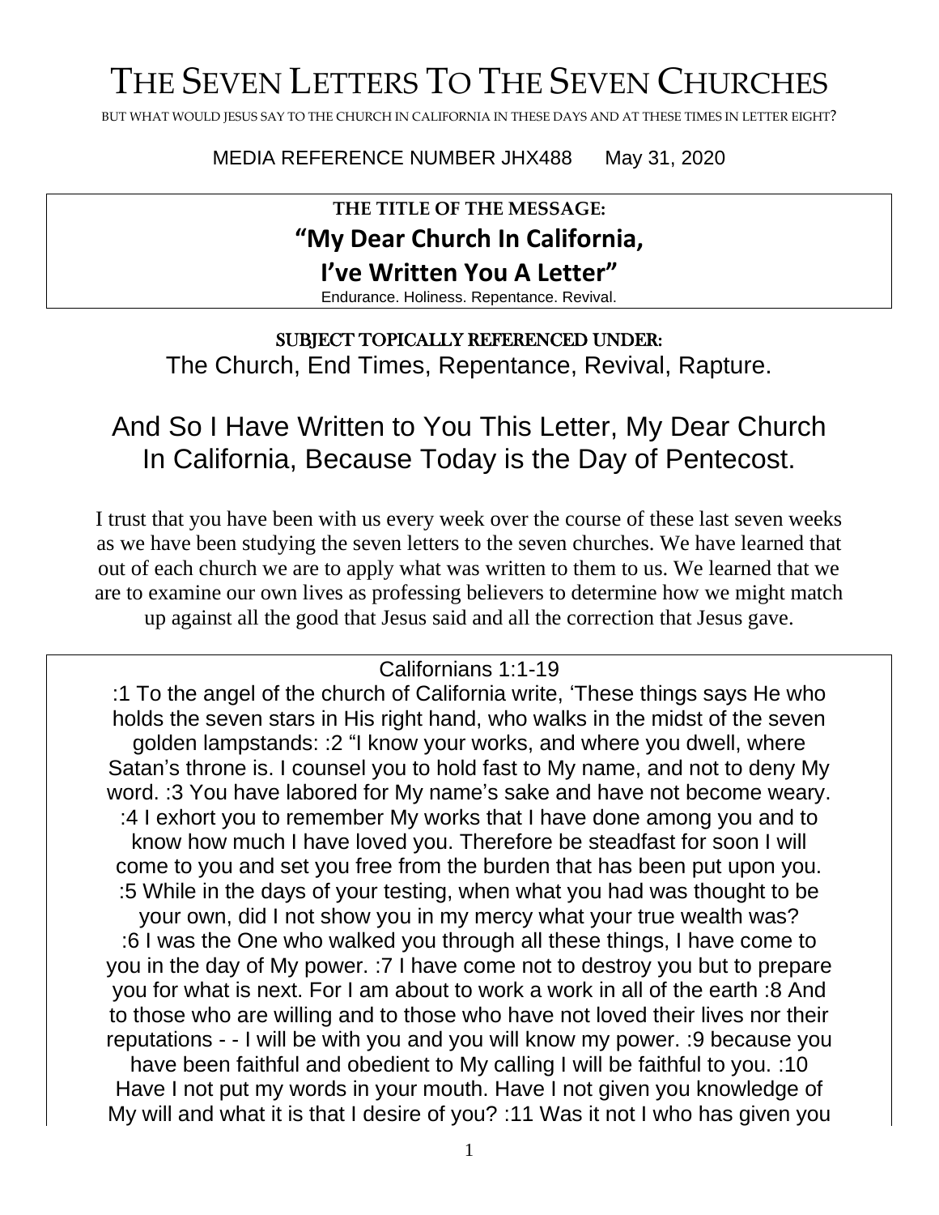# The Seven Letters To The Seven Churches

BUT WHAT WOULD JESUS SAY TO THE CHURCH IN CALIFORNIA IN THESE DAYS AND AT THESE TIMES IN LETTER EIGHT?

MEDIA REFERENCE NUMBER JHX488 May 31, 2020

**THE TITLE OF THE MESSAGE:**

## "My Dear Church In California, I've Written You A Letter"

Endurance. Holiness. Repentance. Revival.

**SUBJECT TOPICALLY REFERENCED UNDER:**

The Church, End Times, Repentance, Revival, Rapture.

## And So I Have Written to You This Letter, My Dear Church In California, Because Today is the Day of Pentecost.

I trust that you have been with us every week over the course of these last seven weeks as we have been studying the seven letters to the seven churches. We have learned that out of each church we are to apply what was written to them to us. We learned that we are to examine our own lives as professing believers to determine how we might match up against all the good that Jesus said and all the correction that Jesus gave.

Californians 1:1-19

:1 To the angel of the church of California write, 'These things says He who holds the seven stars in His right hand, who walks in the midst of the seven golden lampstands: :2 "I know your works, and where you dwell, where Satan's throne is. I counsel you to hold fast to My name, and not to deny My word. :3 You have labored for My name's sake and have not become weary. :4 I exhort you to remember My works that I have done among you and to know how much I have loved you. Therefore be steadfast for soon I will come to you and set you free from the burden that has been put upon you. :5 While in the days of your testing, when what you had was thought to be your own, did I not show you in my mercy what your true wealth was? :6 I was the One who walked you through all these things, I have come to you in the day of My power. :7 I have come not to destroy you but to prepare you for what is next. For I am about to work a work in all of the earth :8 And to those who are willing and to those who have not loved their lives nor their reputations - - I will be with you and you will know my power. :9 because you have been faithful and obedient to My calling I will be faithful to you. :10 Have I not put my words in your mouth. Have I not given you knowledge of My will and what it is that I desire of you? :11 Was it not I who has given you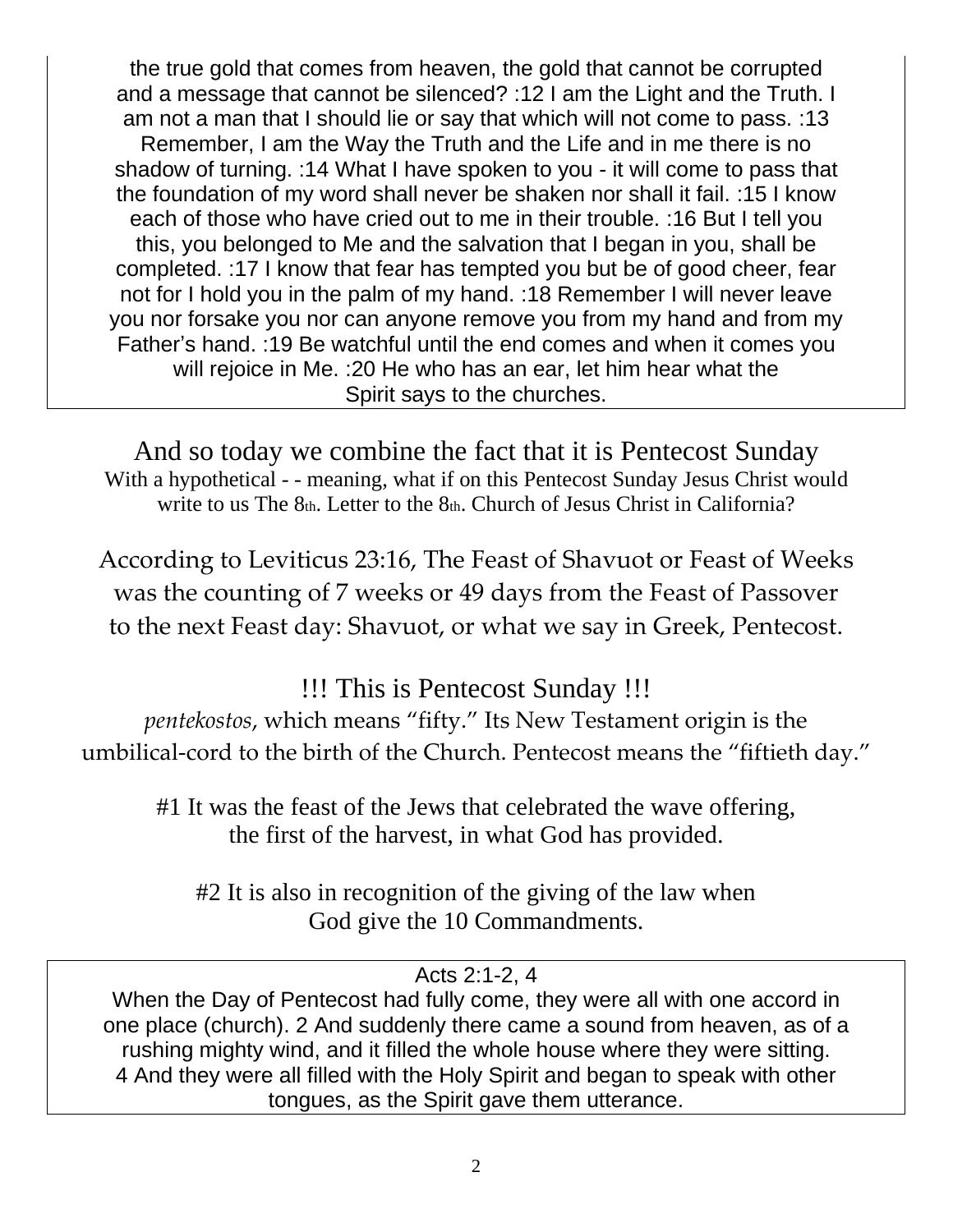the true gold that comes from heaven, the gold that cannot be corrupted and a message that cannot be silenced? :12 I am the Light and the Truth. I am not a man that I should lie or say that which will not come to pass. :13 Remember, I am the Way the Truth and the Life and in me there is no shadow of turning. :14 What I have spoken to you - it will come to pass that the foundation of my word shall never be shaken nor shall it fail. :15 I know each of those who have cried out to me in their trouble. :16 But I tell you this, you belonged to Me and the salvation that I began in you, shall be completed. :17 I know that fear has tempted you but be of good cheer, fear not for I hold you in the palm of my hand. :18 Remember I will never leave you nor forsake you nor can anyone remove you from my hand and from my Father's hand. :19 Be watchful until the end comes and when it comes you will rejoice in Me. :20 He who has an ear, let him hear what the Spirit says to the churches.

And so today we combine the fact that it is Pentecost Sunday

With a hypothetical - - meaning, what if on this Pentecost Sunday Jesus Christ would write to us The 8th. Letter to the 8th. Church of Jesus Christ in California?

According to Leviticus 23:16, The Feast of Shavuot or Feast of Weeks was the counting of 7 weeks or 49 days from the Feast of Passover to the next Feast day: Shavuot, or what we say in Greek, Pentecost.

!!! This is Pentecost Sunday !!!

*pentekostos*, which means "fifty." Its New Testament origin is the umbilical-cord to the birth of the Church. Pentecost means the "fiftieth day."

#1 It was the feast of the Jews that celebrated the wave offering, the first of the harvest, in what God has provided.

#2 It is also in recognition of the giving of the law when God give the 10 Commandments.

Acts 2:1-2, 4

When the Day of Pentecost had fully come, they were all with one accord in one place (church). 2 And suddenly there came a sound from heaven, as of a rushing mighty wind, and it filled the whole house where they were sitting. 4 And they were all filled with the Holy Spirit and began to speak with other tongues, as the Spirit gave them utterance.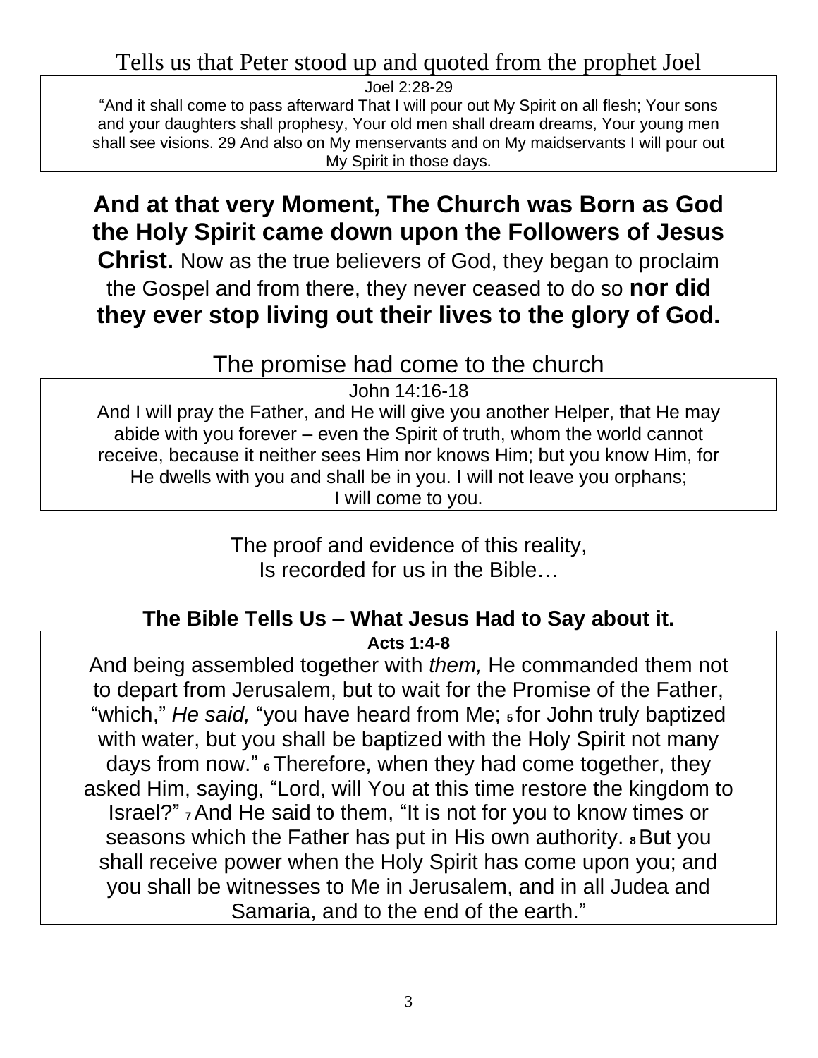Tells us that Peter stood up and quoted from the prophet Joel

> Joel 2:28-29
> “And it shall come to pass afterward That I will pour out My Spirit on all flesh; Your sons and your daughters shall prophesy, Your old men shall dream dreams, Your young men shall see visions. 29 And also on My menservants and on My maidservants I will pour out My Spirit in those days.

**And at that very Moment, The Church was Born as God the Holy Spirit came down upon the Followers of Jesus Christ.** Now as the true believers of God, they began to proclaim the Gospel and from there, they never ceased to do so **nor did they ever stop living out their lives to the glory of God.**

The promise had come to the church

> John 14:16-18
> And I will pray the Father, and He will give you another Helper, that He may abide with you forever – even the Spirit of truth, whom the world cannot receive, because it neither sees Him nor knows Him; but you know Him, for He dwells with you and shall be in you. I will not leave you orphans; I will come to you.

The proof and evidence of this reality,
Is recorded for us in the Bible…

**The Bible Tells Us – What Jesus Had to Say about it.**

> **Acts 1:4-8**
> And being assembled together with *them,* He commanded them not to depart from Jerusalem, but to wait for the Promise of the Father, “which,” *He said,* “you have heard from Me; 5 for John truly baptized with water, but you shall be baptized with the Holy Spirit not many days from now.” 6 Therefore, when they had come together, they asked Him, saying, “Lord, will You at this time restore the kingdom to Israel?” 7 And He said to them, “It is not for you to know times or seasons which the Father has put in His own authority. 8 But you shall receive power when the Holy Spirit has come upon you; and you shall be witnesses to Me in Jerusalem, and in all Judea and Samaria, and to the end of the earth.”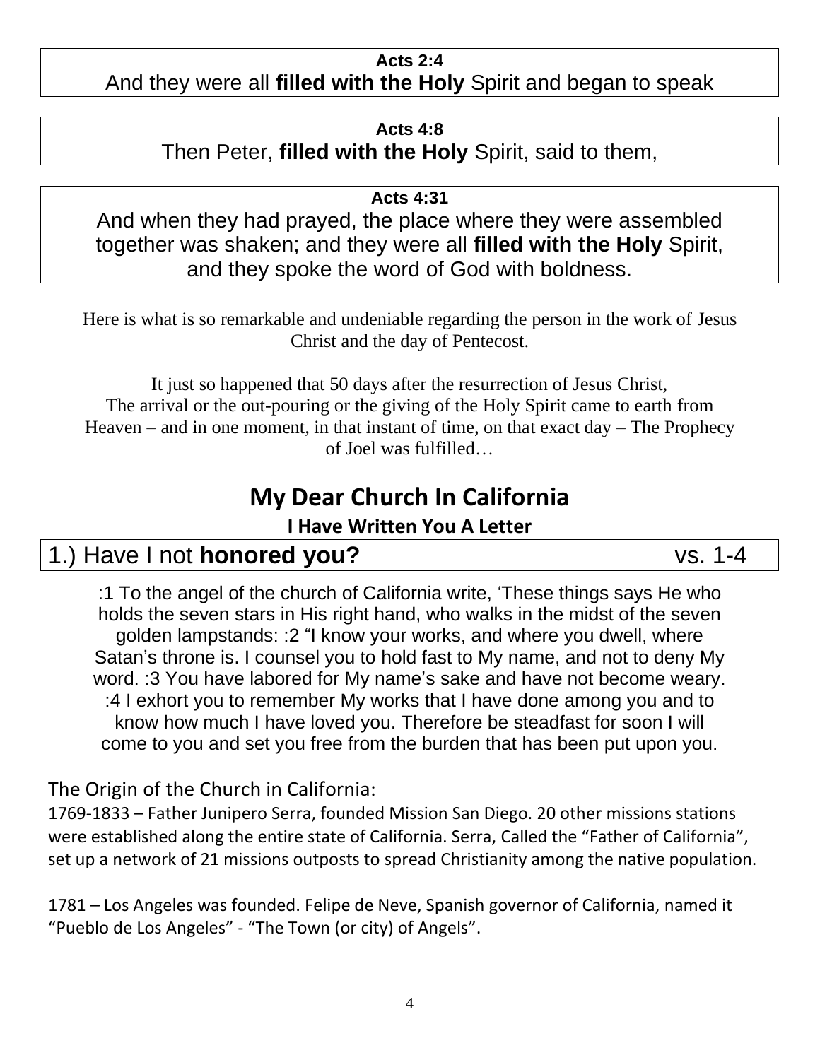**Acts 2:4**

And they were all **filled with the Holy** Spirit and began to speak

**Acts 4:8**

Then Peter, **filled with the Holy** Spirit, said to them,

**Acts 4:31**

And when they had prayed, the place where they were assembled together was shaken; and they were all **filled with the Holy** Spirit, and they spoke the word of God with boldness.

Here is what is so remarkable and undeniable regarding the person in the work of Jesus Christ and the day of Pentecost.

It just so happened that 50 days after the resurrection of Jesus Christ, The arrival or the out-pouring or the giving of the Holy Spirit came to earth from Heaven – and in one moment, in that instant of time, on that exact day – The Prophecy of Joel was fulfilled…

## My Dear Church In California

### I Have Written You A Letter

### 1.) Have I not **honored you?** vs. 1-4

:1 To the angel of the church of California write, 'These things says He who holds the seven stars in His right hand, who walks in the midst of the seven golden lampstands: :2 "I know your works, and where you dwell, where Satan's throne is. I counsel you to hold fast to My name, and not to deny My word. :3 You have labored for My name's sake and have not become weary. :4 I exhort you to remember My works that I have done among you and to know how much I have loved you. Therefore be steadfast for soon I will come to you and set you free from the burden that has been put upon you.

The Origin of the Church in California:

1769-1833 – Father Junipero Serra, founded Mission San Diego. 20 other missions stations were established along the entire state of California. Serra, Called the "Father of California", set up a network of 21 missions outposts to spread Christianity among the native population.

1781 – Los Angeles was founded. Felipe de Neve, Spanish governor of California, named it "Pueblo de Los Angeles" - "The Town (or city) of Angels".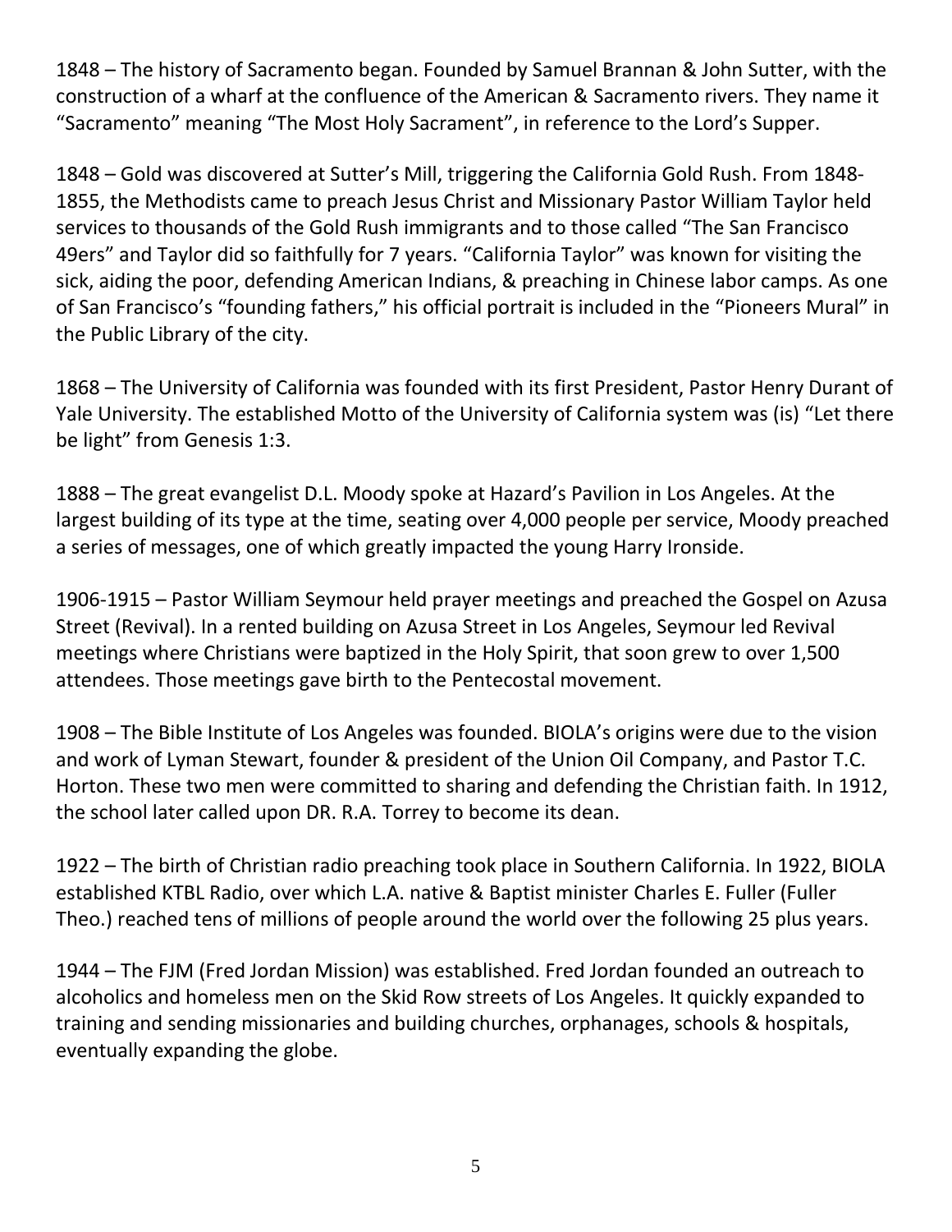1848 – The history of Sacramento began. Founded by Samuel Brannan & John Sutter, with the construction of a wharf at the confluence of the American & Sacramento rivers. They name it "Sacramento" meaning "The Most Holy Sacrament", in reference to the Lord's Supper.

1848 – Gold was discovered at Sutter's Mill, triggering the California Gold Rush. From 1848-1855, the Methodists came to preach Jesus Christ and Missionary Pastor William Taylor held services to thousands of the Gold Rush immigrants and to those called "The San Francisco 49ers" and Taylor did so faithfully for 7 years. "California Taylor" was known for visiting the sick, aiding the poor, defending American Indians, & preaching in Chinese labor camps. As one of San Francisco's "founding fathers," his official portrait is included in the "Pioneers Mural" in the Public Library of the city.

1868 – The University of California was founded with its first President, Pastor Henry Durant of Yale University. The established Motto of the University of California system was (is) "Let there be light" from Genesis 1:3.

1888 – The great evangelist D.L. Moody spoke at Hazard's Pavilion in Los Angeles. At the largest building of its type at the time, seating over 4,000 people per service, Moody preached a series of messages, one of which greatly impacted the young Harry Ironside.

1906-1915 – Pastor William Seymour held prayer meetings and preached the Gospel on Azusa Street (Revival). In a rented building on Azusa Street in Los Angeles, Seymour led Revival meetings where Christians were baptized in the Holy Spirit, that soon grew to over 1,500 attendees. Those meetings gave birth to the Pentecostal movement.

1908 – The Bible Institute of Los Angeles was founded. BIOLA's origins were due to the vision and work of Lyman Stewart, founder & president of the Union Oil Company, and Pastor T.C. Horton. These two men were committed to sharing and defending the Christian faith. In 1912, the school later called upon DR. R.A. Torrey to become its dean.

1922 – The birth of Christian radio preaching took place in Southern California. In 1922, BIOLA established KTBL Radio, over which L.A. native & Baptist minister Charles E. Fuller (Fuller Theo.) reached tens of millions of people around the world over the following 25 plus years.

1944 – The FJM (Fred Jordan Mission) was established. Fred Jordan founded an outreach to alcoholics and homeless men on the Skid Row streets of Los Angeles. It quickly expanded to training and sending missionaries and building churches, orphanages, schools & hospitals, eventually expanding the globe.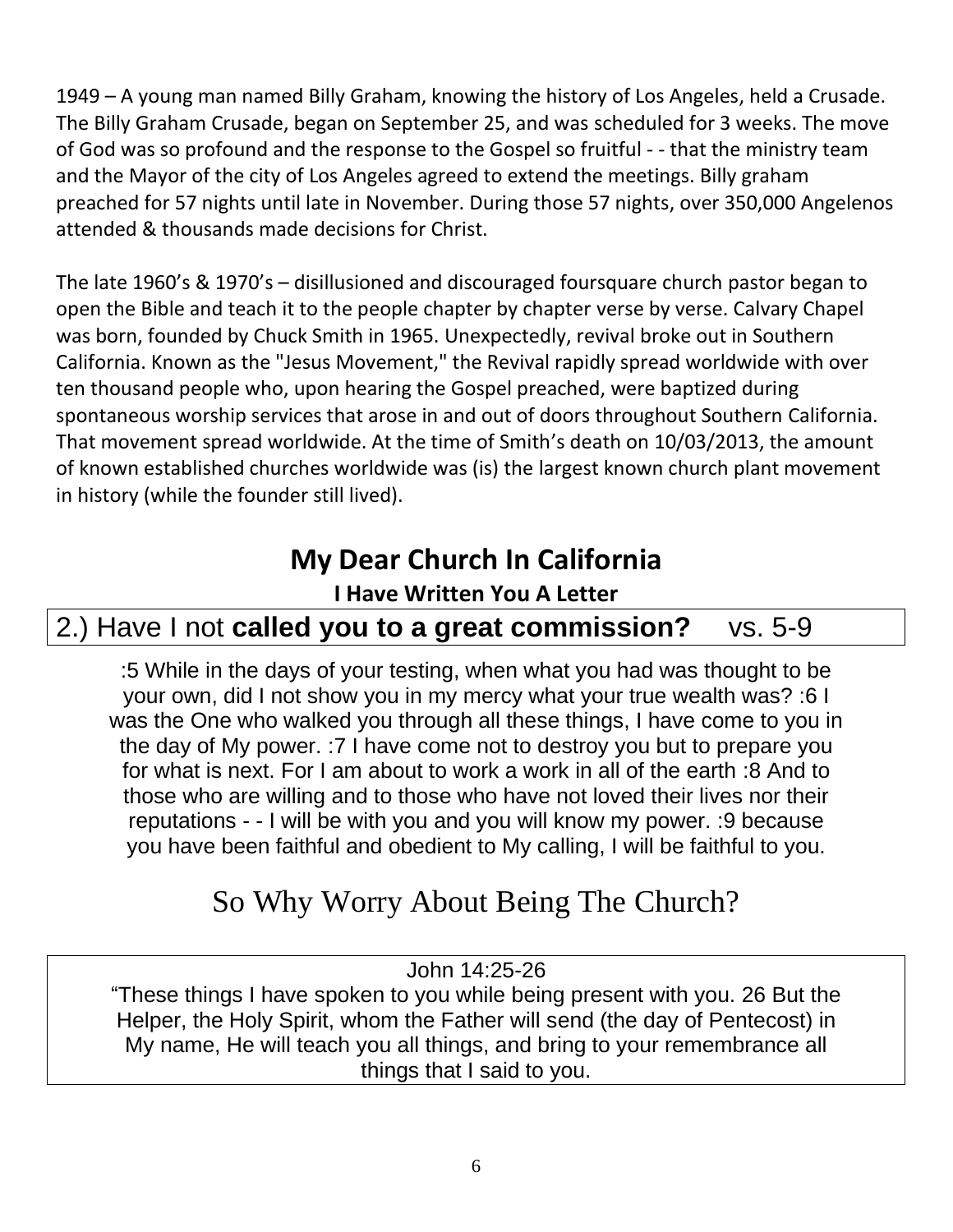1949 – A young man named Billy Graham, knowing the history of Los Angeles, held a Crusade. The Billy Graham Crusade, began on September 25, and was scheduled for 3 weeks. The move of God was so profound and the response to the Gospel so fruitful - - that the ministry team and the Mayor of the city of Los Angeles agreed to extend the meetings. Billy graham preached for 57 nights until late in November. During those 57 nights, over 350,000 Angelenos attended & thousands made decisions for Christ.

The late 1960's & 1970's – disillusioned and discouraged foursquare church pastor began to open the Bible and teach it to the people chapter by chapter verse by verse. Calvary Chapel was born, founded by Chuck Smith in 1965. Unexpectedly, revival broke out in Southern California. Known as the "Jesus Movement," the Revival rapidly spread worldwide with over ten thousand people who, upon hearing the Gospel preached, were baptized during spontaneous worship services that arose in and out of doors throughout Southern California. That movement spread worldwide. At the time of Smith's death on 10/03/2013, the amount of known established churches worldwide was (is) the largest known church plant movement in history (while the founder still lived).

## My Dear Church In California

### I Have Written You A Letter

## 2.) Have I not **called you to a great commission?** vs. 5-9

:5 While in the days of your testing, when what you had was thought to be your own, did I not show you in my mercy what your true wealth was? :6 I was the One who walked you through all these things, I have come to you in the day of My power. :7 I have come not to destroy you but to prepare you for what is next. For I am about to work a work in all of the earth :8 And to those who are willing and to those who have not loved their lives nor their reputations - - I will be with you and you will know my power. :9 because you have been faithful and obedient to My calling, I will be faithful to you.

## So Why Worry About Being The Church?

John 14:25-26

"These things I have spoken to you while being present with you. 26 But the Helper, the Holy Spirit, whom the Father will send (the day of Pentecost) in My name, He will teach you all things, and bring to your remembrance all things that I said to you.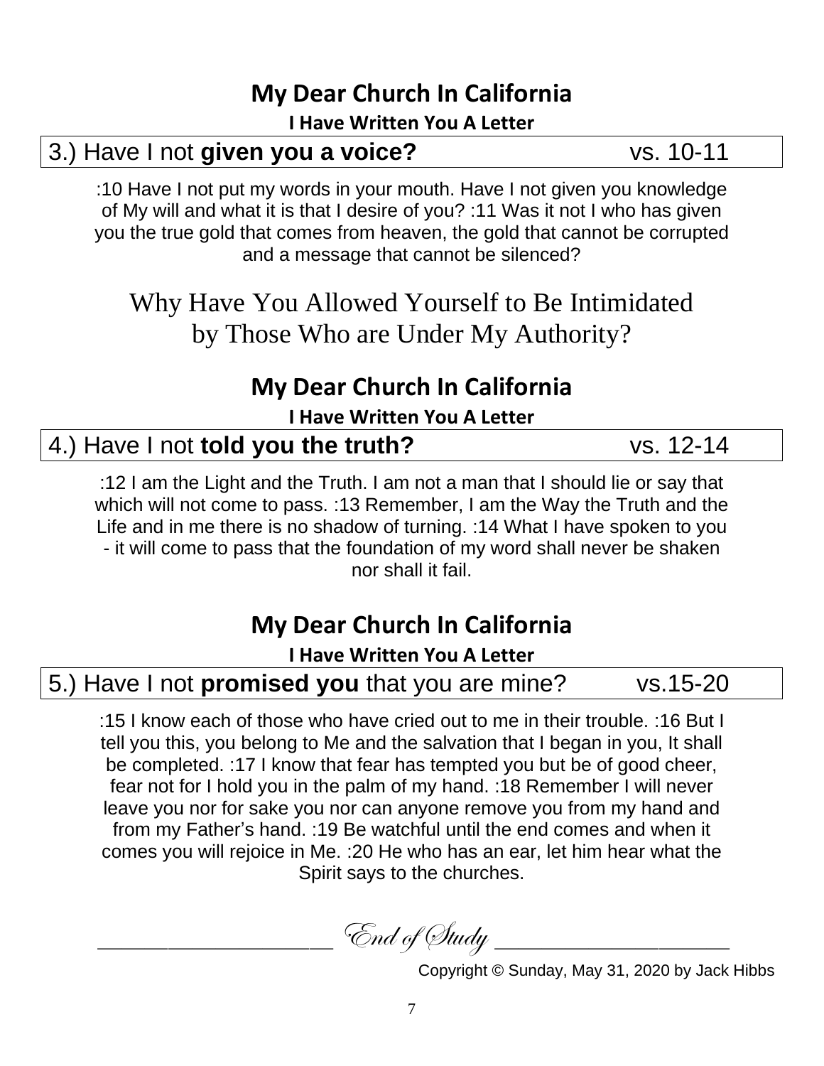## My Dear Church In California

**I Have Written You A Letter**

3.) Have I not **given you a voice?** vs. 10-11

:10 Have I not put my words in your mouth. Have I not given you knowledge of My will and what it is that I desire of you? :11 Was it not I who has given you the true gold that comes from heaven, the gold that cannot be corrupted and a message that cannot be silenced?

Why Have You Allowed Yourself to Be Intimidated by Those Who are Under My Authority?

## My Dear Church In California

**I Have Written You A Letter**

4.) Have I not **told you the truth?** vs. 12-14

:12 I am the Light and the Truth. I am not a man that I should lie or say that which will not come to pass. :13 Remember, I am the Way the Truth and the Life and in me there is no shadow of turning. :14 What I have spoken to you - it will come to pass that the foundation of my word shall never be shaken nor shall it fail.

## My Dear Church In California

**I Have Written You A Letter**

5.) Have I not **promised you** that you are mine? vs.15-20

:15 I know each of those who have cried out to me in their trouble. :16 But I tell you this, you belong to Me and the salvation that I began in you, It shall be completed. :17 I know that fear has tempted you but be of good cheer, fear not for I hold you in the palm of my hand. :18 Remember I will never leave you nor for sake you nor can anyone remove you from my hand and from my Father's hand. :19 Be watchful until the end comes and when it comes you will rejoice in Me. :20 He who has an ear, let him hear what the Spirit says to the churches.

_____________________ *End of Study* _____________________

Copyright © Sunday, May 31, 2020 by Jack Hibbs